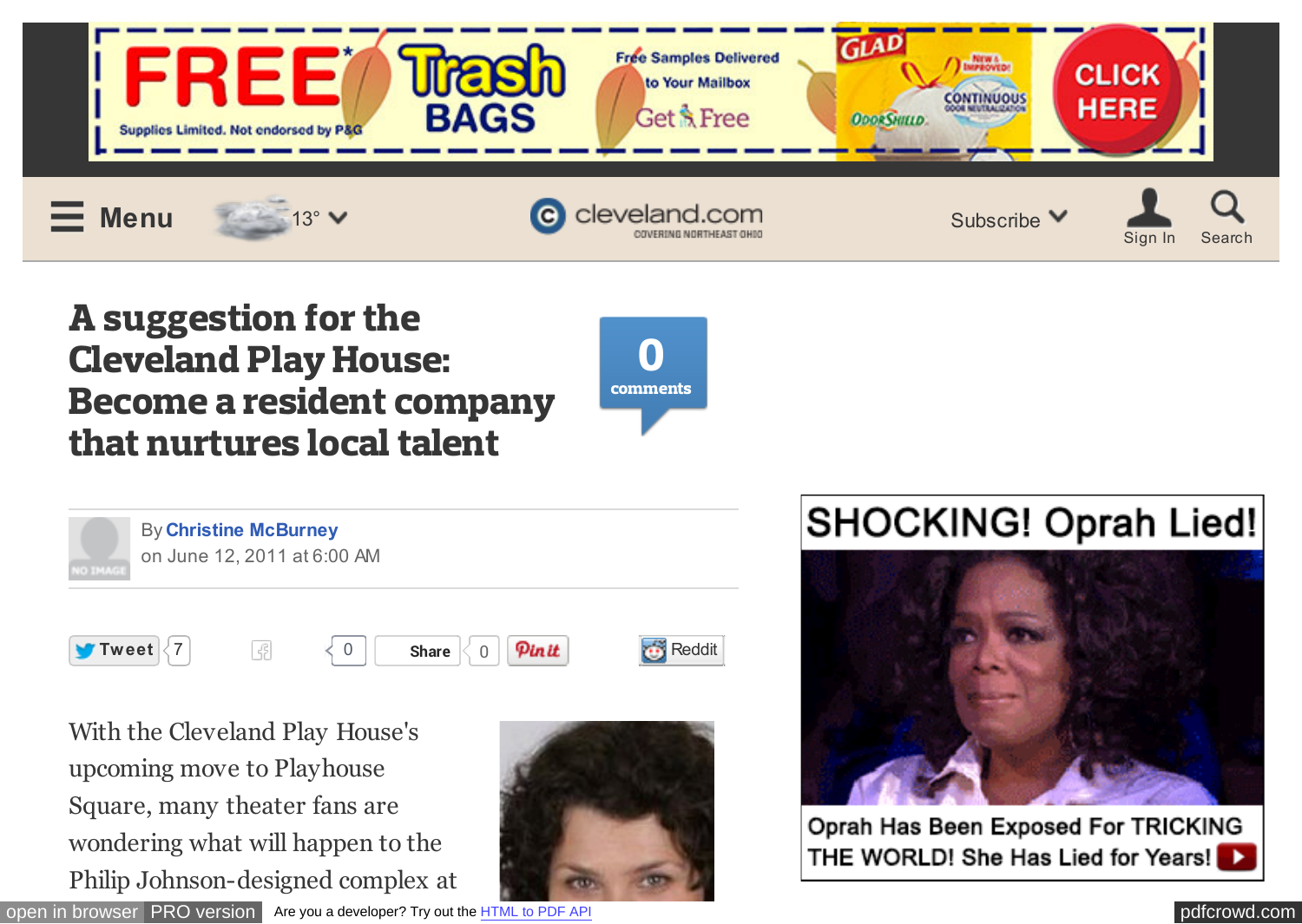# A suggestion for the Cleveland Play House: Become a resident company that nurtures local talent

By Christine McBurney
on June 12, 2011 at 6:00 AM

With the Cleveland Play House's upcoming move to Playhouse Square, many theater fans are wondering what will happen to the Philip Johnson-designed complex at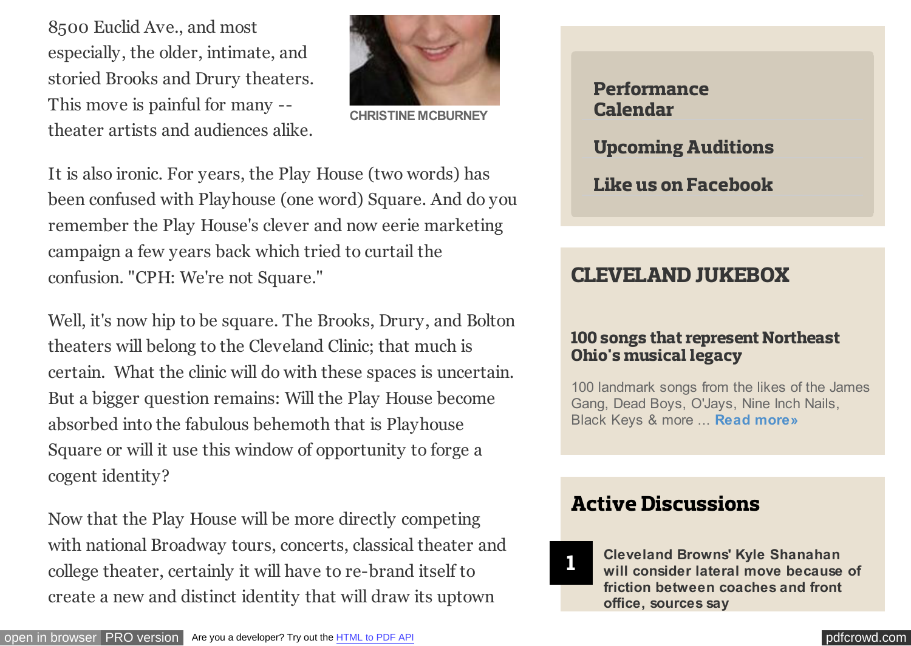8500 Euclid Ave., and most especially, the older, intimate, and storied Brooks and Drury theaters. This move is painful for many -- theater artists and audiences alike.

CHRISTINE MCBURNEY

It is also ironic. For years, the Play House (two words) has been confused with Playhouse (one word) Square. And do you remember the Play House's clever and now eerie marketing campaign a few years back which tried to curtail the confusion. "CPH: We're not Square."

Well, it's now hip to be square. The Brooks, Drury, and Bolton theaters will belong to the Cleveland Clinic; that much is certain. What the clinic will do with these spaces is uncertain. But a bigger question remains: Will the Play House become absorbed into the fabulous behemoth that is Playhouse Square or will it use this window of opportunity to forge a cogent identity?

Now that the Play House will be more directly competing with national Broadway tours, concerts, classical theater and college theater, certainly it will have to re-brand itself to create a new and distinct identity that will draw its uptown

**Performance Calendar**

**Upcoming Auditions**

**Like us on Facebook**

## CLEVELAND JUKEBOX

### 100 songs that represent Northeast Ohio's musical legacy

100 landmark songs from the likes of the James Gang, Dead Boys, O'Jays, Nine Inch Nails, Black Keys & more ... **Read more»**

## Active Discussions

1 **Cleveland Browns' Kyle Shanahan will consider lateral move because of friction between coaches and front office, sources say**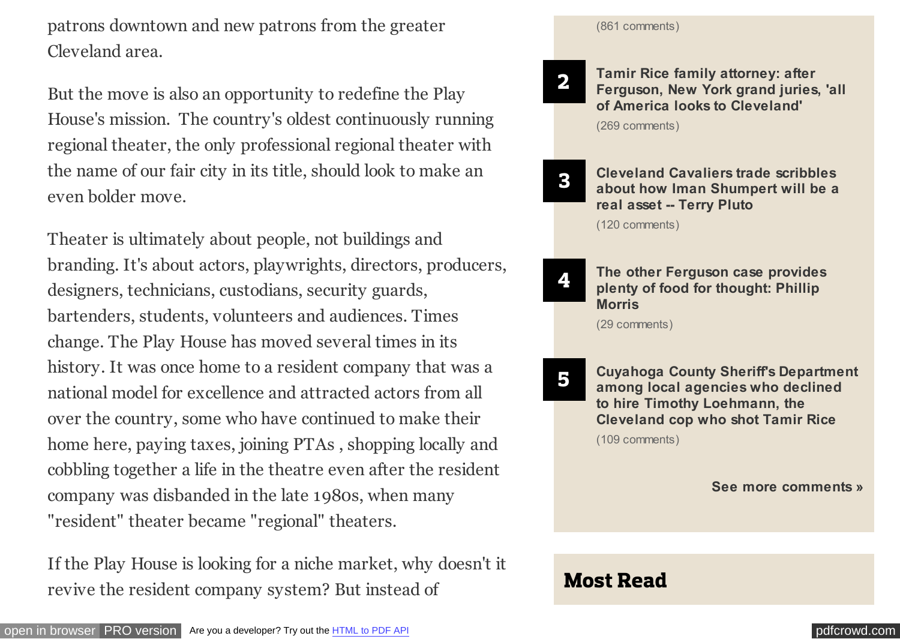patrons downtown and new patrons from the greater Cleveland area.

But the move is also an opportunity to redefine the Play House's mission. The country's oldest continuously running regional theater, the only professional regional theater with the name of our fair city in its title, should look to make an even bolder move.

Theater is ultimately about people, not buildings and branding. It's about actors, playwrights, directors, producers, designers, technicians, custodians, security guards, bartenders, students, volunteers and audiences. Times change. The Play House has moved several times in its history. It was once home to a resident company that was a national model for excellence and attracted actors from all over the country, some who have continued to make their home here, paying taxes, joining PTAs , shopping locally and cobbling together a life in the theatre even after the resident company was disbanded in the late 1980s, when many "resident" theater became "regional" theaters.

If the Play House is looking for a niche market, why doesn't it revive the resident company system? But instead of

(861 comments)

2 **Tamir Rice family attorney: after Ferguson, New York grand juries, 'all of America looks to Cleveland'**
(269 comments)

3 **Cleveland Cavaliers trade scribbles about how Iman Shumpert will be a real asset -- Terry Pluto**
(120 comments)

4 **The other Ferguson case provides plenty of food for thought: Phillip Morris**
(29 comments)

5 **Cuyahoga County Sheriff's Department among local agencies who declined to hire Timothy Loehmann, the Cleveland cop who shot Tamir Rice**
(109 comments)

**See more comments »**

## Most Read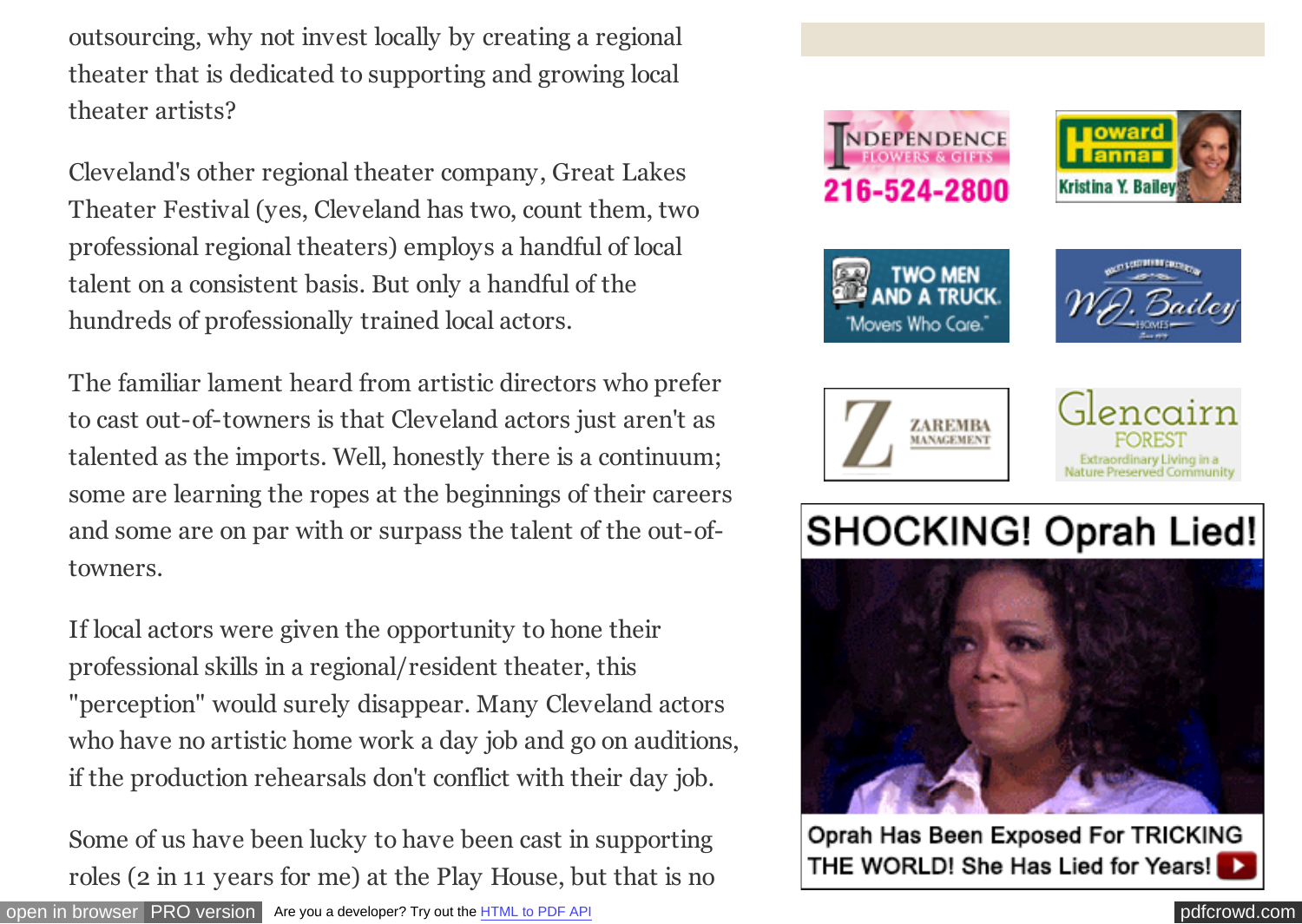outsourcing, why not invest locally by creating a regional theater that is dedicated to supporting and growing local theater artists?

Cleveland's other regional theater company, Great Lakes Theater Festival (yes, Cleveland has two, count them, two professional regional theaters) employs a handful of local talent on a consistent basis. But only a handful of the hundreds of professionally trained local actors.

The familiar lament heard from artistic directors who prefer to cast out-of-towners is that Cleveland actors just aren't as talented as the imports. Well, honestly there is a continuum; some are learning the ropes at the beginnings of their careers and some are on par with or surpass the talent of the out-of-towners.

If local actors were given the opportunity to hone their professional skills in a regional/resident theater, this "perception" would surely disappear. Many Cleveland actors who have no artistic home work a day job and go on auditions, if the production rehearsals don't conflict with their day job.

Some of us have been lucky to have been cast in supporting roles (2 in 11 years for me) at the Play House, but that is no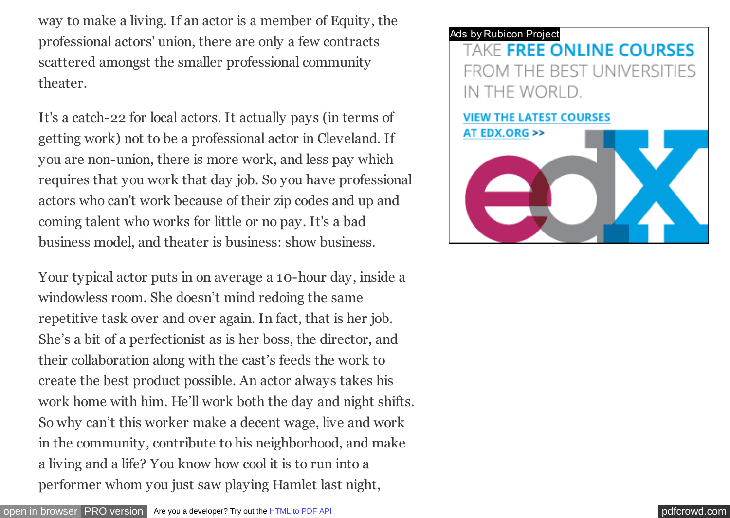way to make a living. If an actor is a member of Equity, the professional actors' union, there are only a few contracts scattered amongst the smaller professional community theater.

It's a catch-22 for local actors. It actually pays (in terms of getting work) not to be a professional actor in Cleveland. If you are non-union, there is more work, and less pay which requires that you work that day job. So you have professional actors who can't work because of their zip codes and up and coming talent who works for little or no pay. It's a bad business model, and theater is business: show business.

Your typical actor puts in on average a 10-hour day, inside a windowless room. She doesn't mind redoing the same repetitive task over and over again. In fact, that is her job. She's a bit of a perfectionist as is her boss, the director, and their collaboration along with the cast's feeds the work to create the best product possible. An actor always takes his work home with him. He'll work both the day and night shifts. So why can't this worker make a decent wage, live and work in the community, contribute to his neighborhood, and make a living and a life? You know how cool it is to run into a performer whom you just saw playing Hamlet last night,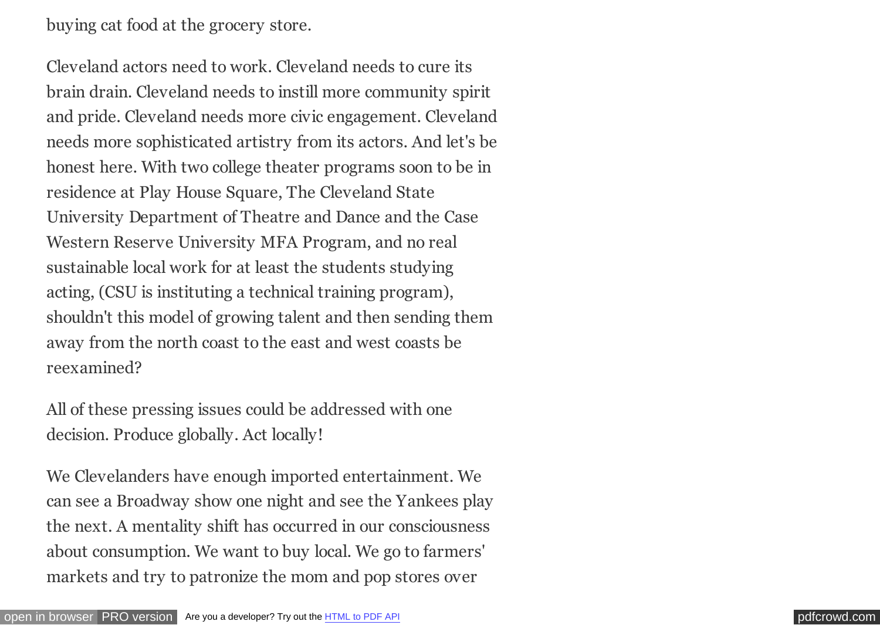buying cat food at the grocery store.

Cleveland actors need to work. Cleveland needs to cure its brain drain. Cleveland needs to instill more community spirit and pride. Cleveland needs more civic engagement. Cleveland needs more sophisticated artistry from its actors. And let's be honest here. With two college theater programs soon to be in residence at Play House Square, The Cleveland State University Department of Theatre and Dance and the Case Western Reserve University MFA Program, and no real sustainable local work for at least the students studying acting, (CSU is instituting a technical training program), shouldn't this model of growing talent and then sending them away from the north coast to the east and west coasts be reexamined?

All of these pressing issues could be addressed with one decision. Produce globally. Act locally!

We Clevelanders have enough imported entertainment. We can see a Broadway show one night and see the Yankees play the next. A mentality shift has occurred in our consciousness about consumption. We want to buy local. We go to farmers' markets and try to patronize the mom and pop stores over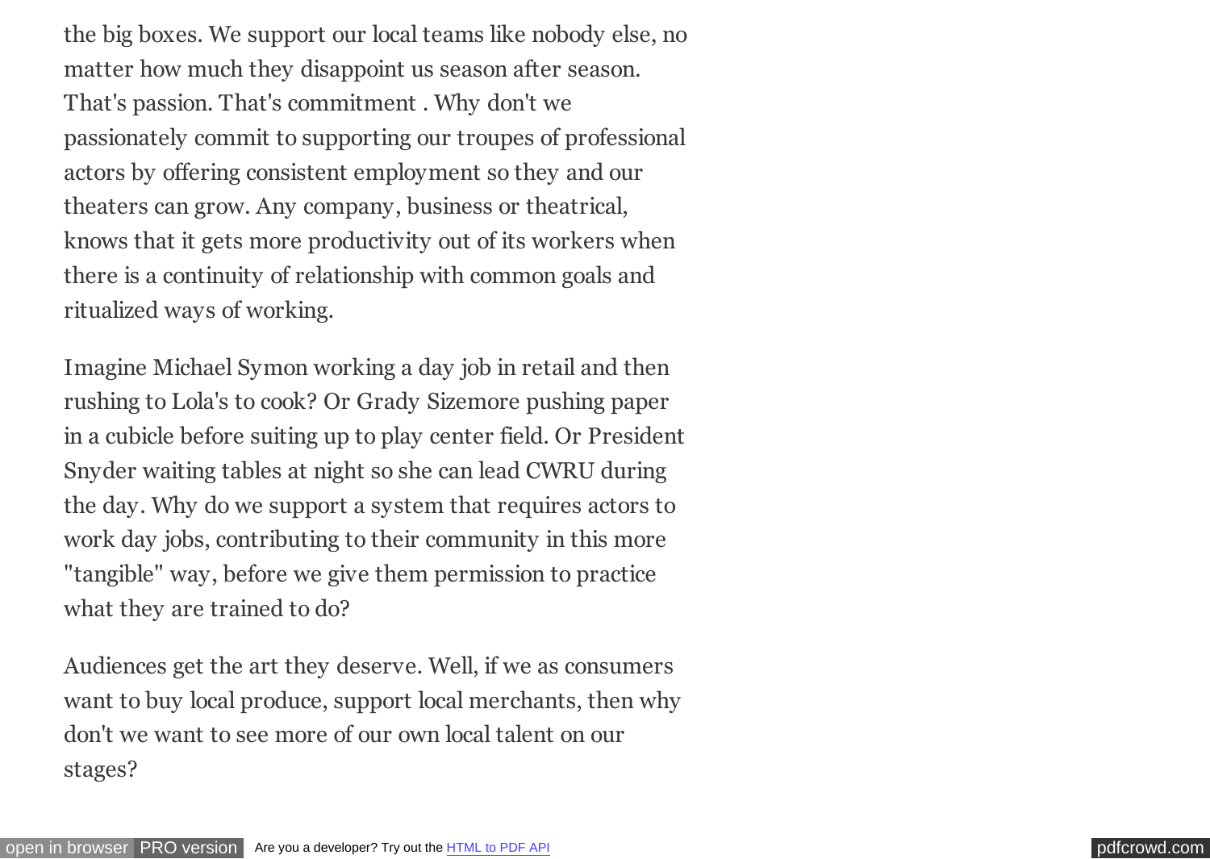the big boxes. We support our local teams like nobody else, no matter how much they disappoint us season after season. That's passion. That's commitment . Why don't we passionately commit to supporting our troupes of professional actors by offering consistent employment so they and our theaters can grow. Any company, business or theatrical, knows that it gets more productivity out of its workers when there is a continuity of relationship with common goals and ritualized ways of working.

Imagine Michael Symon working a day job in retail and then rushing to Lola's to cook? Or Grady Sizemore pushing paper in a cubicle before suiting up to play center field. Or President Snyder waiting tables at night so she can lead CWRU during the day. Why do we support a system that requires actors to work day jobs, contributing to their community in this more "tangible" way, before we give them permission to practice what they are trained to do?

Audiences get the art they deserve. Well, if we as consumers want to buy local produce, support local merchants, then why don't we want to see more of our own local talent on our stages?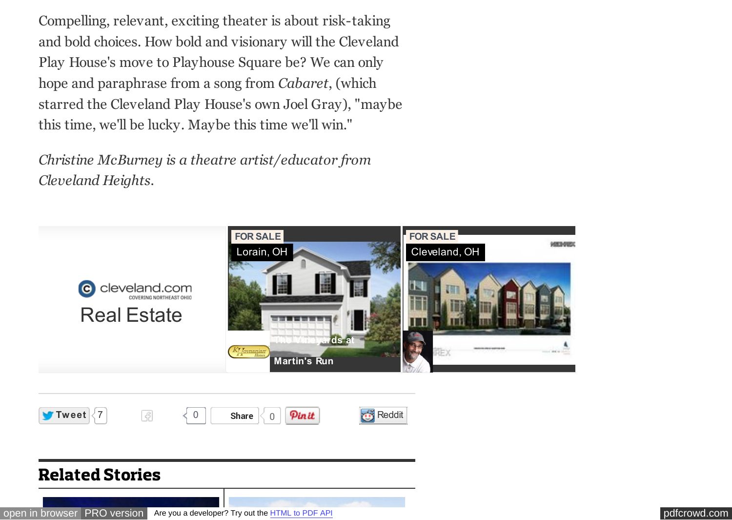Compelling, relevant, exciting theater is about risk-taking and bold choices. How bold and visionary will the Cleveland Play House's move to Playhouse Square be? We can only hope and paraphrase from a song from *Cabaret*, (which starred the Cleveland Play House's own Joel Gray), "maybe this time, we'll be lucky. Maybe this time we'll win."

*Christine McBurney is a theatre artist/educator from Cleveland Heights.*

## Related Stories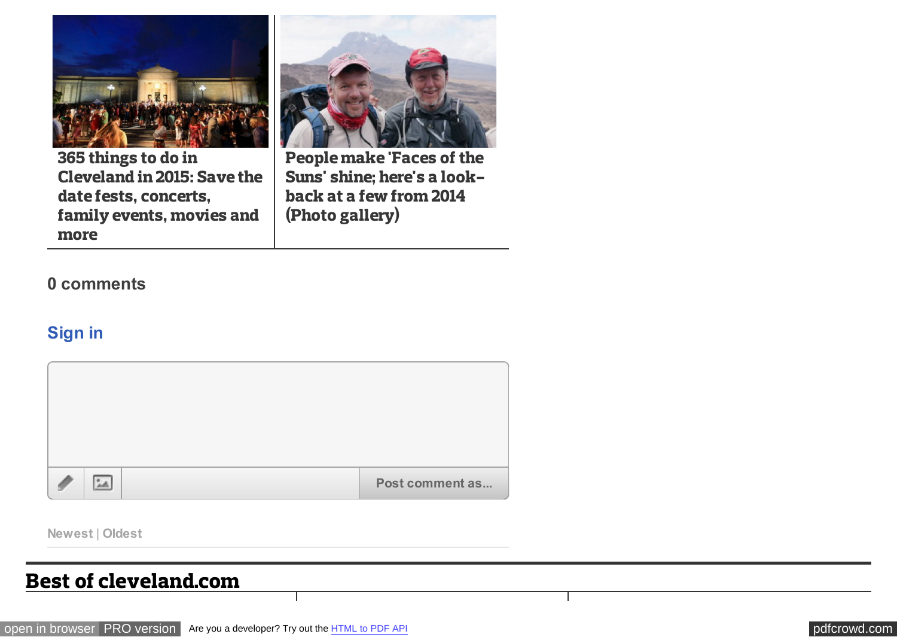365 things to do in Cleveland in 2015: Save the date fests, concerts, family events, movies and more

People make 'Faces of the Suns' shine; here's a look-back at a few from 2014 (Photo gallery)

0 comments

Sign in

Post comment as...

Newest | Oldest

## Best of cleveland.com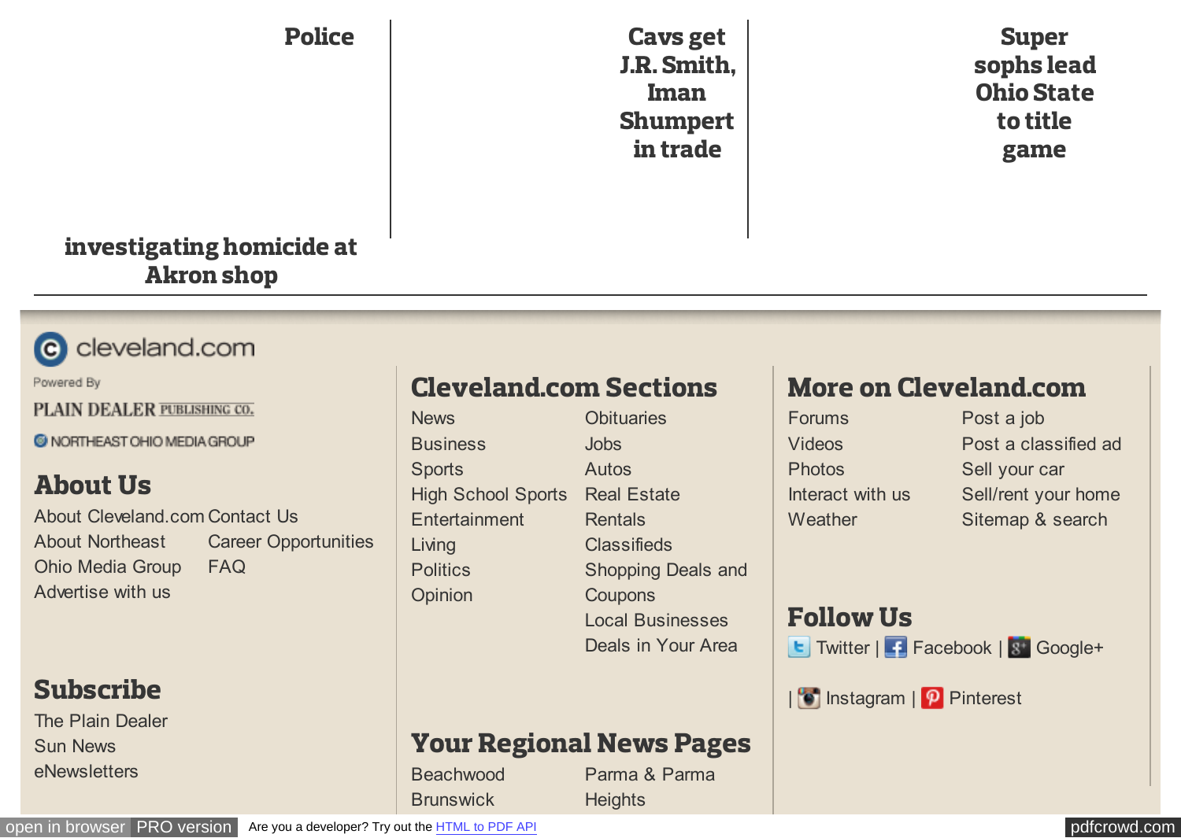**Police investigating homicide at Akron shop**

**Cavs get J.R. Smith, Iman Shumpert in trade**

**Super sophs lead Ohio State to title game**

cleveland.com

Powered By

PLAIN DEALER PUBLISHING CO.

NORTHEAST OHIO MEDIA GROUP

## About Us

- About Cleveland.com
- Contact Us
- About Northeast Ohio Media Group
- Career Opportunities
- FAQ
- Advertise with us

## Subscribe

- The Plain Dealer
- Sun News
- eNewsletters

## Cleveland.com Sections

- News
- Business
- Sports
- High School Sports
- Entertainment
- Living
- Politics
- Opinion
- Obituaries
- Jobs
- Autos
- Real Estate
- Rentals
- Classifieds
- Shopping Deals and Coupons
- Local Businesses
- Deals in Your Area

## Your Regional News Pages

- Beachwood
- Brunswick
- Parma & Parma Heights

## More on Cleveland.com

- Forums
- Videos
- Photos
- Interact with us
- Weather
- Post a job
- Post a classified ad
- Sell your car
- Sell/rent your home
- Sitemap & search

## Follow Us

Twitter | Facebook | Google+ | Instagram | Pinterest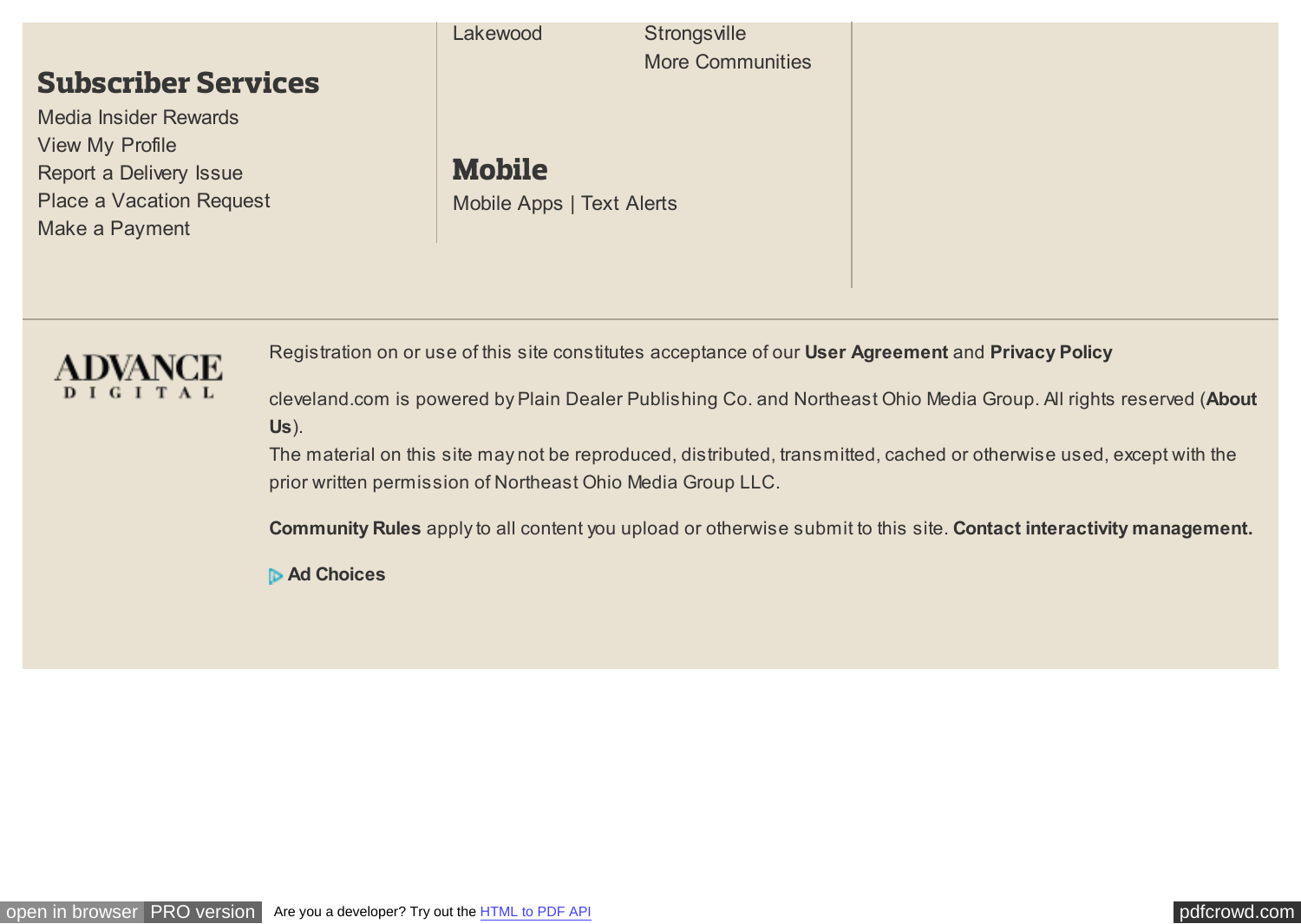Lakewood

Strongsville

More Communities

## Subscriber Services

Media Insider Rewards
View My Profile
Report a Delivery Issue
Place a Vacation Request
Make a Payment

## Mobile

Mobile Apps | Text Alerts

ADVANCE DIGITAL

Registration on or use of this site constitutes acceptance of our **User Agreement** and **Privacy Policy**

cleveland.com is powered by Plain Dealer Publishing Co. and Northeast Ohio Media Group. All rights reserved (**About Us**).
The material on this site may not be reproduced, distributed, transmitted, cached or otherwise used, except with the prior written permission of Northeast Ohio Media Group LLC.

**Community Rules** apply to all content you upload or otherwise submit to this site. **Contact interactivity management.**

**Ad Choices**